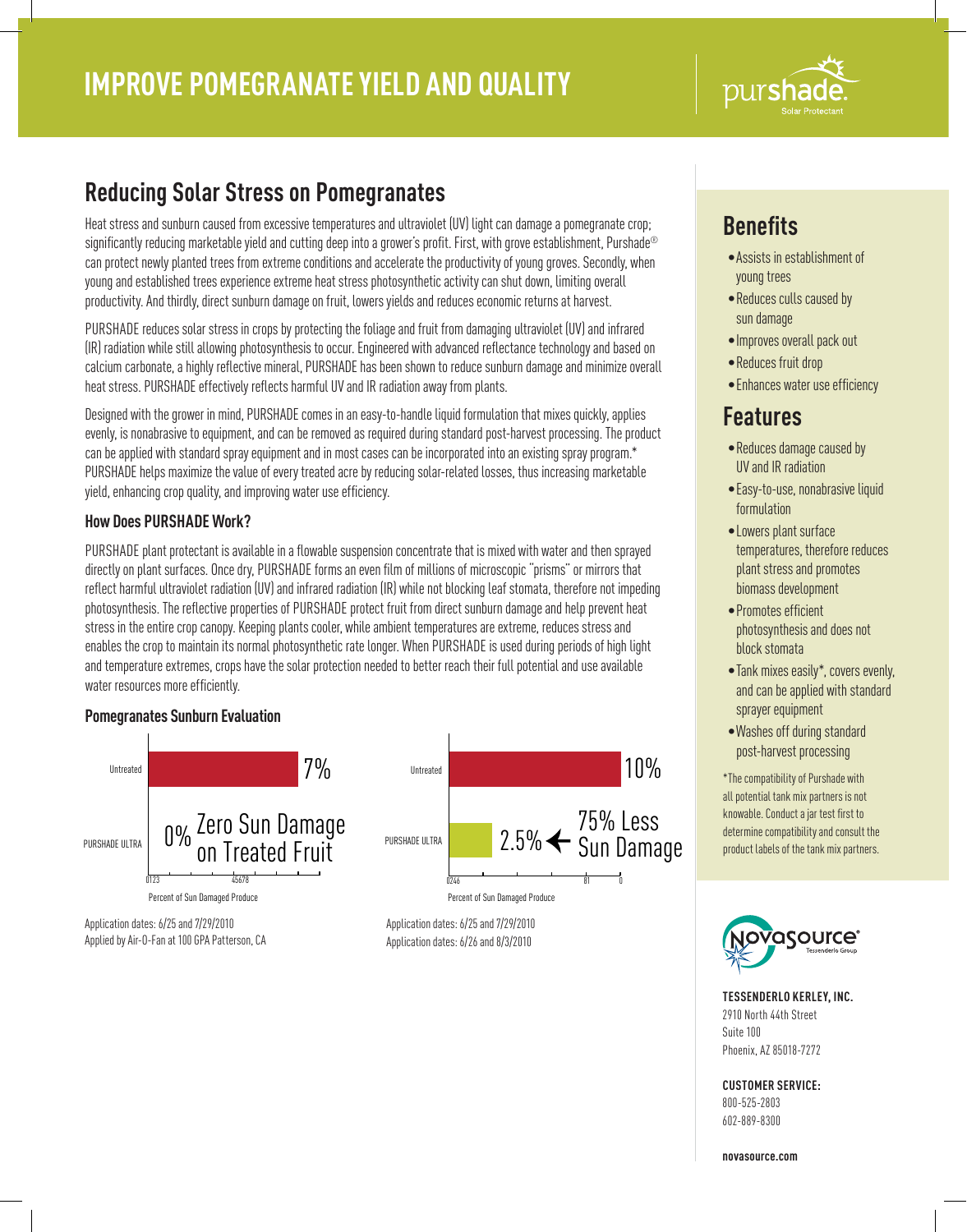# IMPROVE POMEGRANATE YIELD AND QUALITY

purshade. Solar Protectant

## Reducing Solar Stress on Pomegranates

Heat stress and sunburn caused from excessive temperatures and ultraviolet (UV) light can damage a pomegranate crop; significantly reducing marketable yield and cutting deep into a grower's profit. First, with grove establishment, Purshade® can protect newly planted trees from extreme conditions and accelerate the productivity of young groves. Secondly, when young and established trees experience extreme heat stress photosynthetic activity can shut down, limiting overall productivity. And thirdly, direct sunburn damage on fruit, lowers yields and reduces economic returns at harvest.

PURSHADE reduces solar stress in crops by protecting the foliage and fruit from damaging ultraviolet (UV) and infrared (IR) radiation while still allowing photosynthesis to occur. Engineered with advanced reflectance technology and based on calcium carbonate, a highly reflective mineral, PURSHADE has been shown to reduce sunburn damage and minimize overall heat stress. PURSHADE effectively reflects harmful UV and IR radiation away from plants.

Designed with the grower in mind, PURSHADE comes in an easy-to-handle liquid formulation that mixes quickly, applies evenly, is nonabrasive to equipment, and can be removed as required during standard post-harvest processing. The product can be applied with standard spray equipment and in most cases can be incorporated into an existing spray program.* PURSHADE helps maximize the value of every treated acre by reducing solar-related losses, thus increasing marketable yield, enhancing crop quality, and improving water use efficiency.

### How Does PURSHADE Work?

PURSHADE plant protectant is available in a flowable suspension concentrate that is mixed with water and then sprayed directly on plant surfaces. Once dry, PURSHADE forms an even film of millions of microscopic "prisms" or mirrors that reflect harmful ultraviolet radiation (UV) and infrared radiation (IR) while not blocking leaf stomata, therefore not impeding photosynthesis. The reflective properties of PURSHADE protect fruit from direct sunburn damage and help prevent heat stress in the entire crop canopy. Keeping plants cooler, while ambient temperatures are extreme, reduces stress and enables the crop to maintain its normal photosynthetic rate longer. When PURSHADE is used during periods of high light and temperature extremes, crops have the solar protection needed to better reach their full potential and use available water resources more efficiently.

### Pomegranates Sunburn Evaluation

| Treatment | Percent of Sun Damaged Produce |
| --- | --- |
| Untreated | 7% |
| PURSHADE ULTRA | 0% Zero Sun Damage on Treated Fruit |

Application dates: 6/25 and 7/29/2010
Applied by Air-O-Fan at 100 GPA Patterson, CA

| Treatment | Percent of Sun Damaged Produce |
| --- | --- |
| Untreated | 10% |
| PURSHADE ULTRA | 2.5% ← 75% Less Sun Damage |

Application dates: 6/25 and 7/29/2010
Application dates: 6/26 and 8/3/2010

## Benefits

- Assists in establishment of young trees
- Reduces culls caused by sun damage
- Improves overall pack out
- Reduces fruit drop
- Enhances water use efficiency

## Features

- Reduces damage caused by UV and IR radiation
- Easy-to-use, nonabrasive liquid formulation
- Lowers plant surface temperatures, therefore reduces plant stress and promotes biomass development
- Promotes efficient photosynthesis and does not block stomata
- Tank mixes easily*, covers evenly, and can be applied with standard sprayer equipment
- Washes off during standard post-harvest processing

*The compatibility of Purshade with all potential tank mix partners is not knowable. Conduct a jar test first to determine compatibility and consult the product labels of the tank mix partners.

Novasource® Tessenderlo Group

**TESSENDERLO KERLEY, INC.**
2910 North 44th Street
Suite 100
Phoenix, AZ 85018-7272

**CUSTOMER SERVICE:**
800-525-2803
602-889-8300

**novasource.com**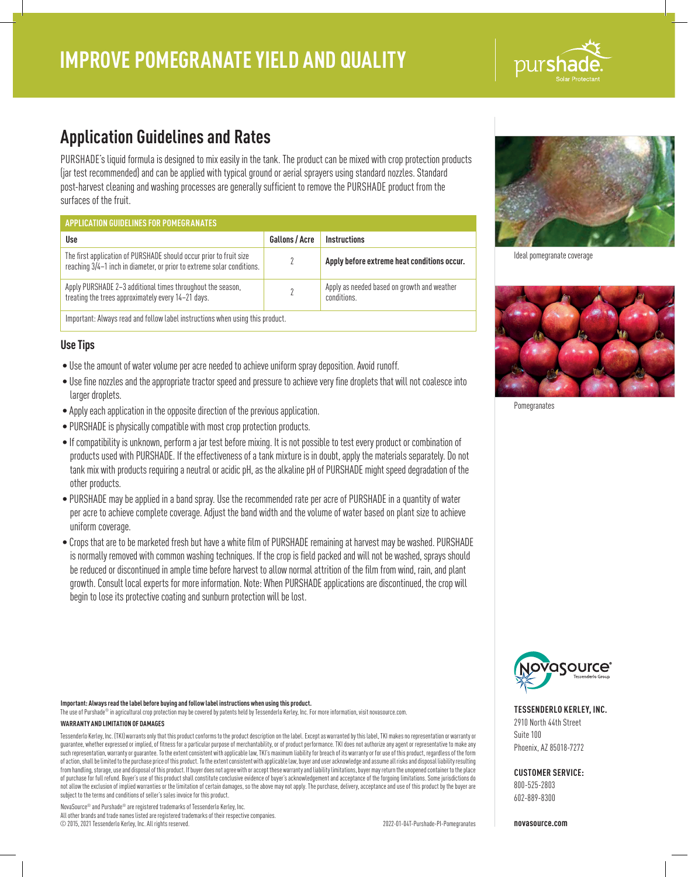# IMPROVE POMEGRANATE YIELD AND QUALITY

purshade. Solar Protectant

## Application Guidelines and Rates

PURSHADE's liquid formula is designed to mix easily in the tank. The product can be mixed with crop protection products (jar test recommended) and can be applied with typical ground or aerial sprayers using standard nozzles. Standard post-harvest cleaning and washing processes are generally sufficient to remove the PURSHADE product from the surfaces of the fruit.

**APPLICATION GUIDELINES FOR POMEGRANATES**

| Use | Gallons / Acre | Instructions |
|---|---|---|
| The first application of PURSHADE should occur prior to fruit size reaching 3/4–1 inch in diameter, or prior to extreme solar conditions. | 2 | **Apply before extreme heat conditions occur.** |
| Apply PURSHADE 2–3 additional times throughout the season, treating the trees approximately every 14–21 days. | 2 | Apply as needed based on growth and weather conditions. |
| Important: Always read and follow label instructions when using this product. | | |

### Use Tips

- Use the amount of water volume per acre needed to achieve uniform spray deposition. Avoid runoff.
- Use fine nozzles and the appropriate tractor speed and pressure to achieve very fine droplets that will not coalesce into larger droplets.
- Apply each application in the opposite direction of the previous application.
- PURSHADE is physically compatible with most crop protection products.
- If compatibility is unknown, perform a jar test before mixing. It is not possible to test every product or combination of products used with PURSHADE. If the effectiveness of a tank mixture is in doubt, apply the materials separately. Do not tank mix with products requiring a neutral or acidic pH, as the alkaline pH of PURSHADE might speed degradation of the other products.
- PURSHADE may be applied in a band spray. Use the recommended rate per acre of PURSHADE in a quantity of water per acre to achieve complete coverage. Adjust the band width and the volume of water based on plant size to achieve uniform coverage.
- Crops that are to be marketed fresh but have a white film of PURSHADE remaining at harvest may be washed. PURSHADE is normally removed with common washing techniques. If the crop is field packed and will not be washed, sprays should be reduced or discontinued in ample time before harvest to allow normal attrition of the film from wind, rain, and plant growth. Consult local experts for more information. Note: When PURSHADE applications are discontinued, the crop will begin to lose its protective coating and sunburn protection will be lost.

Ideal pomegranate coverage

Pomegranates

**Important: Always read the label before buying and follow label instructions when using this product.**
The use of Purshade® in agricultural crop protection may be covered by patents held by Tessenderlo Kerley, Inc. For more information, visit novasource.com.

**WARRANTY AND LIMITATION OF DAMAGES**

Tessenderlo Kerley, Inc. (TKI) warrants only that this product conforms to the product description on the label. Except as warranted by this label, TKI makes no representation or warranty or guarantee, whether expressed or implied, of fitness for a particular purpose of merchantability, or of product performance. TKI does not authorize any agent or representative to make any such representation, warranty or guarantee. To the extent consistent with applicable law, TKI's maximum liability for breach of its warranty or for use of this product, regardless of the form of action, shall be limited to the purchase price of this product. To the extent consistent with applicable law, buyer and user acknowledge and assume all risks and disposal liability resulting from handling, storage, use and disposal of this product. If buyer does not agree with or accept these warranty and liability limitations, buyer may return the unopened container to the place of purchase for full refund. Buyer's use of this product shall constitute conclusive evidence of buyer's acknowledgement and acceptance of the forgoing limitations. Some jurisdictions do not allow the exclusion of implied warranties or the limitation of certain damages, so the above may not apply. The purchase, delivery, acceptance and use of this product by the buyer are subject to the terms and conditions of seller's sales invoice for this product.

NovaSource® and Purshade® are registered trademarks of Tessenderlo Kerley, Inc.
All other brands and trade names listed are registered trademarks of their respective companies.
© 2015, 2021 Tessenderlo Kerley, Inc. All rights reserved.

2022-01-04T-Purshade-PI-Pomegranates

NovaSource® Tessenderlo Group

**TESSENDERLO KERLEY, INC.**
2910 North 44th Street
Suite 100
Phoenix, AZ 85018-7272

**CUSTOMER SERVICE:**
800-525-2803
602-889-8300

**novasource.com**